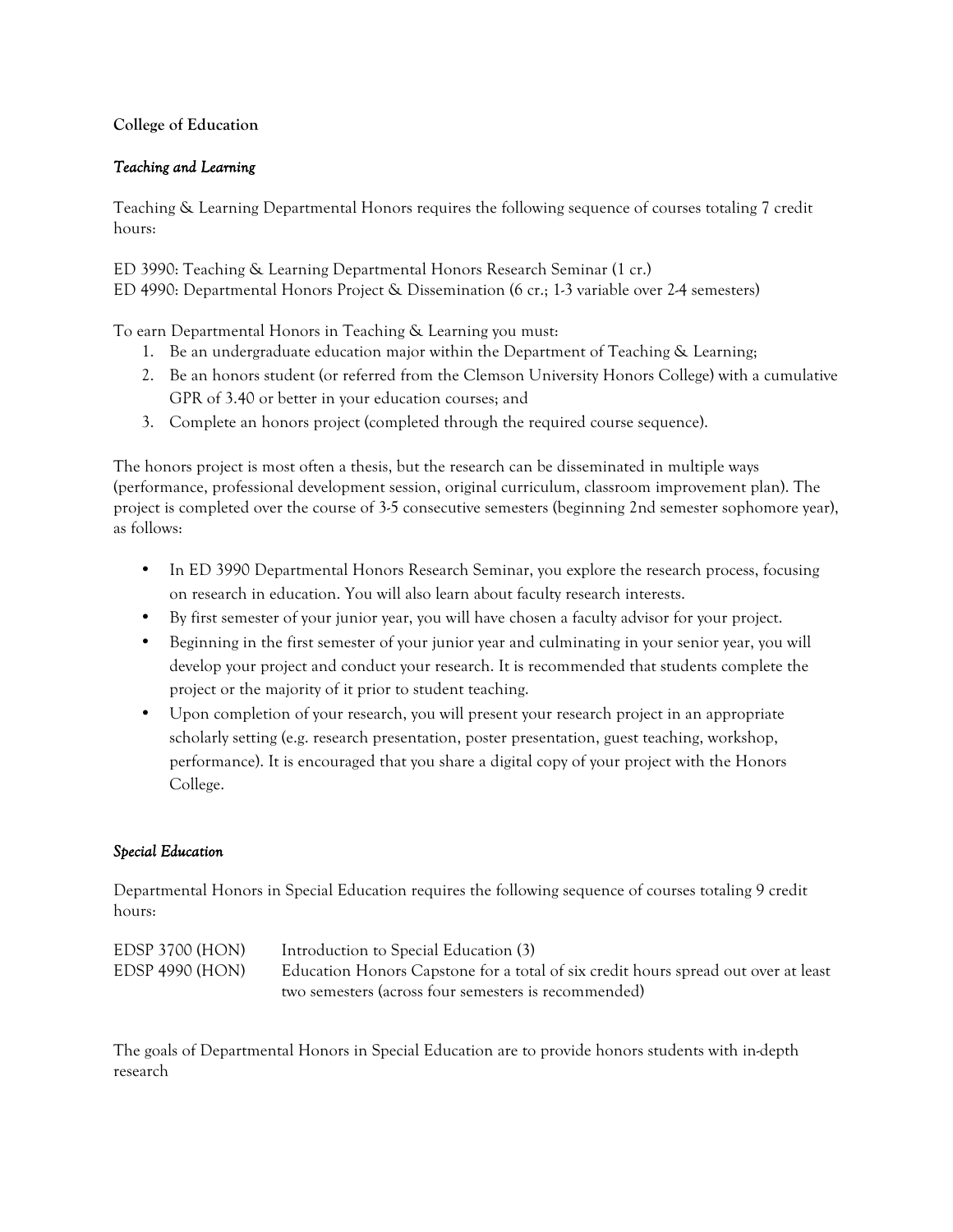**College of Education**

*Teaching and Learning*

Teaching & Learning Departmental Honors requires the following sequence of courses totaling 7 credit hours:

ED 3990: Teaching & Learning Departmental Honors Research Seminar (1 cr.)
ED 4990: Departmental Honors Project & Dissemination (6 cr.; 1-3 variable over 2-4 semesters)

To earn Departmental Honors in Teaching & Learning you must:

1. Be an undergraduate education major within the Department of Teaching & Learning;
2. Be an honors student (or referred from the Clemson University Honors College) with a cumulative GPR of 3.40 or better in your education courses; and
3. Complete an honors project (completed through the required course sequence).

The honors project is most often a thesis, but the research can be disseminated in multiple ways (performance, professional development session, original curriculum, classroom improvement plan). The project is completed over the course of 3-5 consecutive semesters (beginning 2nd semester sophomore year), as follows:

- In ED 3990 Departmental Honors Research Seminar, you explore the research process, focusing on research in education. You will also learn about faculty research interests.
- By first semester of your junior year, you will have chosen a faculty advisor for your project.
- Beginning in the first semester of your junior year and culminating in your senior year, you will develop your project and conduct your research. It is recommended that students complete the project or the majority of it prior to student teaching.
- Upon completion of your research, you will present your research project in an appropriate scholarly setting (e.g. research presentation, poster presentation, guest teaching, workshop, performance). It is encouraged that you share a digital copy of your project with the Honors College.

*Special Education*

Departmental Honors in Special Education requires the following sequence of courses totaling 9 credit hours:

| | |
|---|---|
| EDSP 3700 (HON) | Introduction to Special Education (3) |
| EDSP 4990 (HON) | Education Honors Capstone for a total of six credit hours spread out over at least two semesters (across four semesters is recommended) |

The goals of Departmental Honors in Special Education are to provide honors students with in-depth research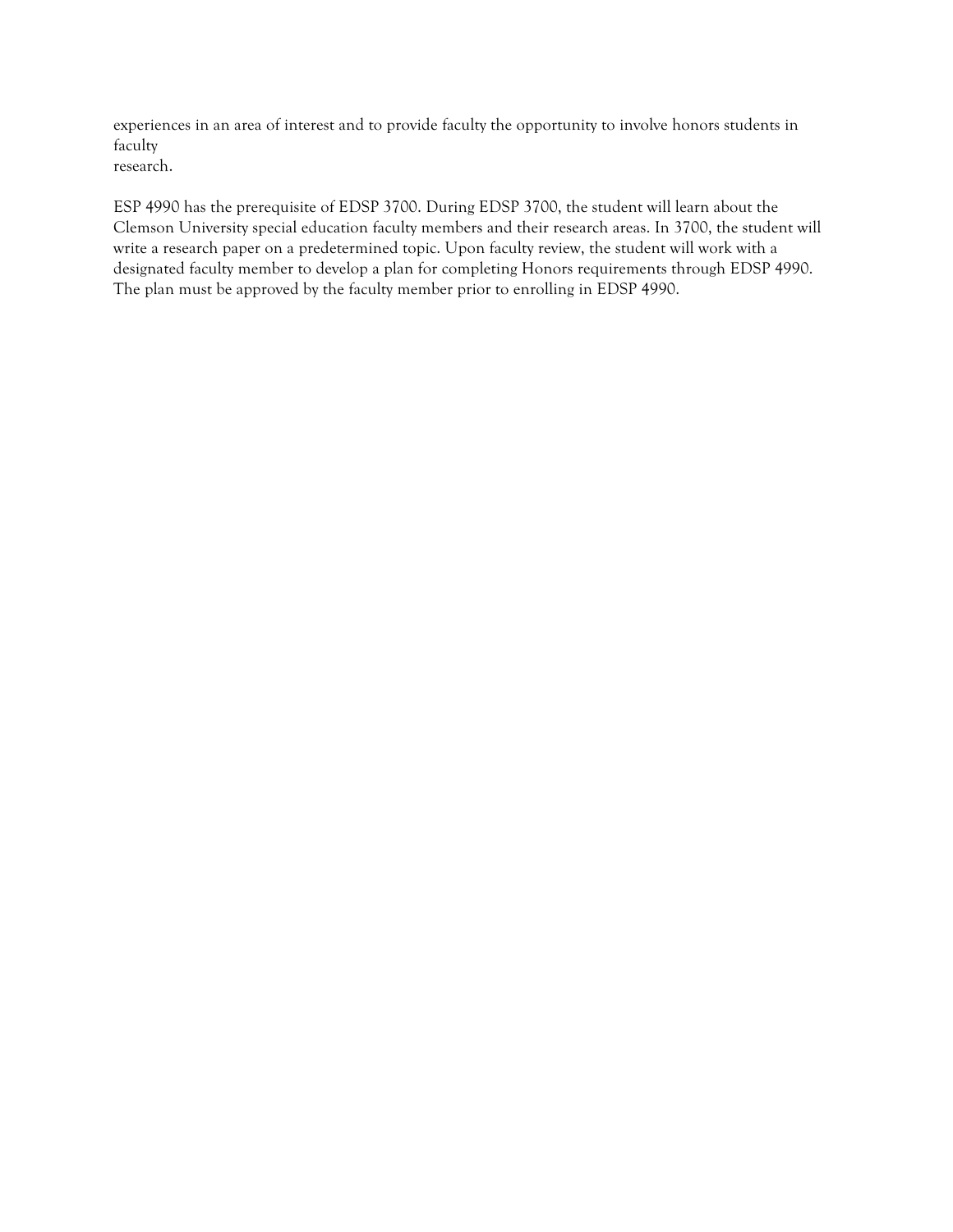experiences in an area of interest and to provide faculty the opportunity to involve honors students in faculty research.

ESP 4990 has the prerequisite of EDSP 3700. During EDSP 3700, the student will learn about the Clemson University special education faculty members and their research areas. In 3700, the student will write a research paper on a predetermined topic. Upon faculty review, the student will work with a designated faculty member to develop a plan for completing Honors requirements through EDSP 4990. The plan must be approved by the faculty member prior to enrolling in EDSP 4990.